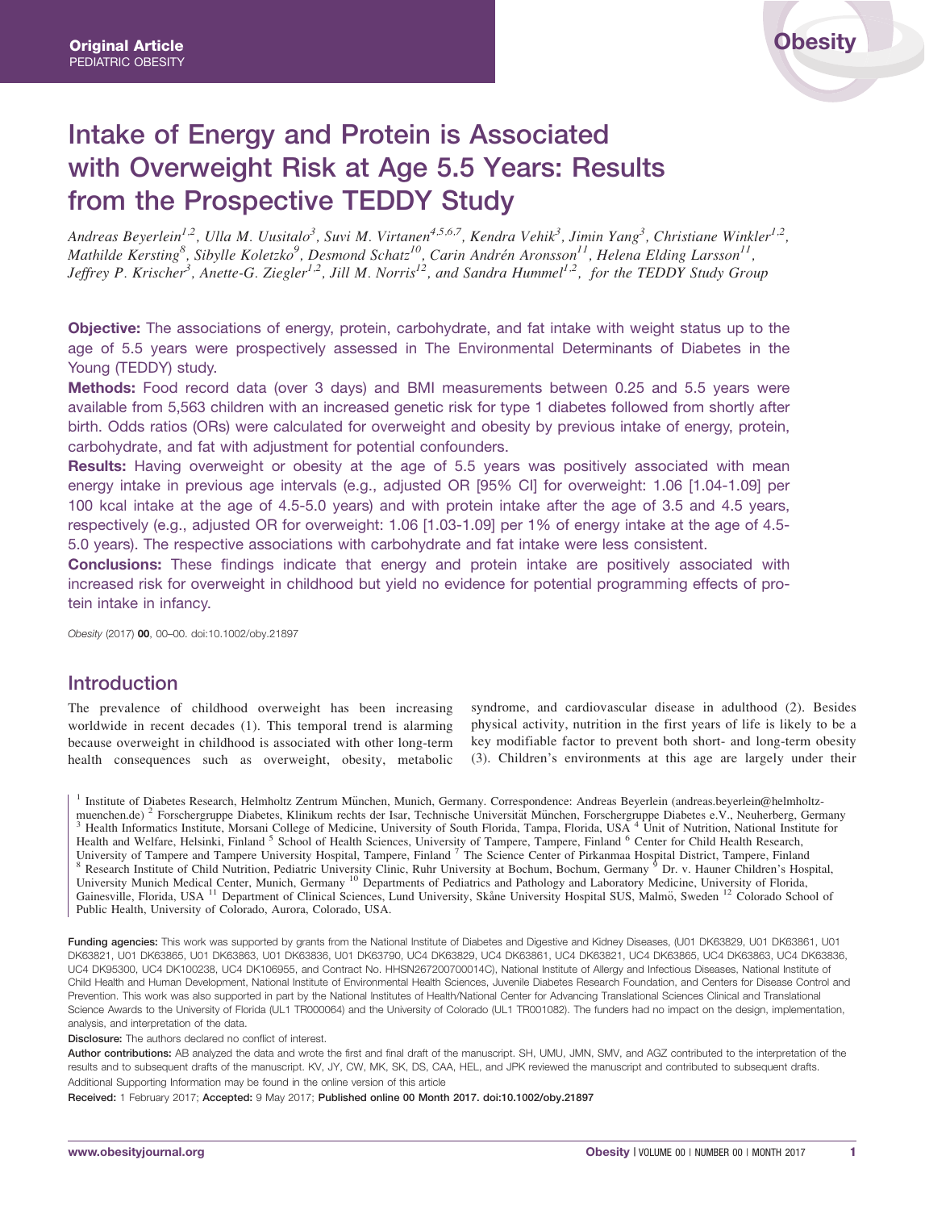Original Article
PEDIATRIC OBESITY

# Intake of Energy and Protein is Associated with Overweight Risk at Age 5.5 Years: Results from the Prospective TEDDY Study

*Andreas Beyerlein[1,2], Ulla M. Uusitalo[3], Suvi M. Virtanen[4,5,6,7], Kendra Vehik[3], Jimin Yang[3], Christiane Winkler[1,2], Mathilde Kersting[8], Sibylle Koletzko[9], Desmond Schatz[10], Carin Andrén Aronsson[11], Helena Elding Larsson[11], Jeffrey P. Krischer[3], Anette-G. Ziegler[1,2], Jill M. Norris[12], and Sandra Hummel[1,2], for the TEDDY Study Group*

**Objective:** The associations of energy, protein, carbohydrate, and fat intake with weight status up to the age of 5.5 years were prospectively assessed in The Environmental Determinants of Diabetes in the Young (TEDDY) study.

**Methods:** Food record data (over 3 days) and BMI measurements between 0.25 and 5.5 years were available from 5,563 children with an increased genetic risk for type 1 diabetes followed from shortly after birth. Odds ratios (ORs) were calculated for overweight and obesity by previous intake of energy, protein, carbohydrate, and fat with adjustment for potential confounders.

**Results:** Having overweight or obesity at the age of 5.5 years was positively associated with mean energy intake in previous age intervals (e.g., adjusted OR [95% CI] for overweight: 1.06 [1.04-1.09] per 100 kcal intake at the age of 4.5-5.0 years) and with protein intake after the age of 3.5 and 4.5 years, respectively (e.g., adjusted OR for overweight: 1.06 [1.03-1.09] per 1% of energy intake at the age of 4.5-5.0 years). The respective associations with carbohydrate and fat intake were less consistent.

**Conclusions:** These findings indicate that energy and protein intake are positively associated with increased risk for overweight in childhood but yield no evidence for potential programming effects of protein intake in infancy.

*Obesity* (2017) **00**, 00–00. doi:10.1002/oby.21897

## Introduction

The prevalence of childhood overweight has been increasing worldwide in recent decades (1). This temporal trend is alarming because overweight in childhood is associated with other long-term health consequences such as overweight, obesity, metabolic syndrome, and cardiovascular disease in adulthood (2). Besides physical activity, nutrition in the first years of life is likely to be a key modifiable factor to prevent both short- and long-term obesity (3). Children's environments at this age are largely under their

[1] Institute of Diabetes Research, Helmholtz Zentrum München, Munich, Germany. Correspondence: Andreas Beyerlein (andreas.beyerlein@helmholtz-muenchen.de) [2] Forschergruppe Diabetes, Klinikum rechts der Isar, Technische Universität München, Forschergruppe Diabetes e.V., Neuherberg, Germany [3] Health Informatics Institute, Morsani College of Medicine, University of South Florida, Tampa, Florida, USA [4] Unit of Nutrition, National Institute for Health and Welfare, Helsinki, Finland [5] School of Health Sciences, University of Tampere, Tampere, Finland [6] Center for Child Health Research, University of Tampere and Tampere University Hospital, Tampere, Finland [7] The Science Center of Pirkanmaa Hospital District, Tampere, Finland [8] Research Institute of Child Nutrition, Pediatric University Clinic, Ruhr University at Bochum, Bochum, Germany [9] Dr. v. Hauner Children's Hospital, University Munich Medical Center, Munich, Germany [10] Departments of Pediatrics and Pathology and Laboratory Medicine, University of Florida, Gainesville, Florida, USA [11] Department of Clinical Sciences, Lund University, Skåne University Hospital SUS, Malmö, Sweden [12] Colorado School of Public Health, University of Colorado, Aurora, Colorado, USA.

**Funding agencies:** This work was supported by grants from the National Institute of Diabetes and Digestive and Kidney Diseases, (U01 DK63829, U01 DK63861, U01 DK63821, U01 DK63865, U01 DK63863, U01 DK63836, U01 DK63790, UC4 DK63829, UC4 DK63861, UC4 DK63821, UC4 DK63865, UC4 DK63863, UC4 DK63836, UC4 DK95300, UC4 DK100238, UC4 DK106955, and Contract No. HHSN267200700014C), National Institute of Allergy and Infectious Diseases, National Institute of Child Health and Human Development, National Institute of Environmental Health Sciences, Juvenile Diabetes Research Foundation, and Centers for Disease Control and Prevention. This work was also supported in part by the National Institutes of Health/National Center for Advancing Translational Sciences Clinical and Translational Science Awards to the University of Florida (UL1 TR000064) and the University of Colorado (UL1 TR001082). The funders had no impact on the design, implementation, analysis, and interpretation of the data.

**Disclosure:** The authors declared no conflict of interest.

**Author contributions:** AB analyzed the data and wrote the first and final draft of the manuscript. SH, UMU, JMN, SMV, and AGZ contributed to the interpretation of the results and to subsequent drafts of the manuscript. KV, JY, CW, MK, SK, DS, CAA, HEL, and JPK reviewed the manuscript and contributed to subsequent drafts.

Additional Supporting Information may be found in the online version of this article

**Received:** 1 February 2017; **Accepted:** 9 May 2017; **Published online 00 Month 2017. doi:10.1002/oby.21897**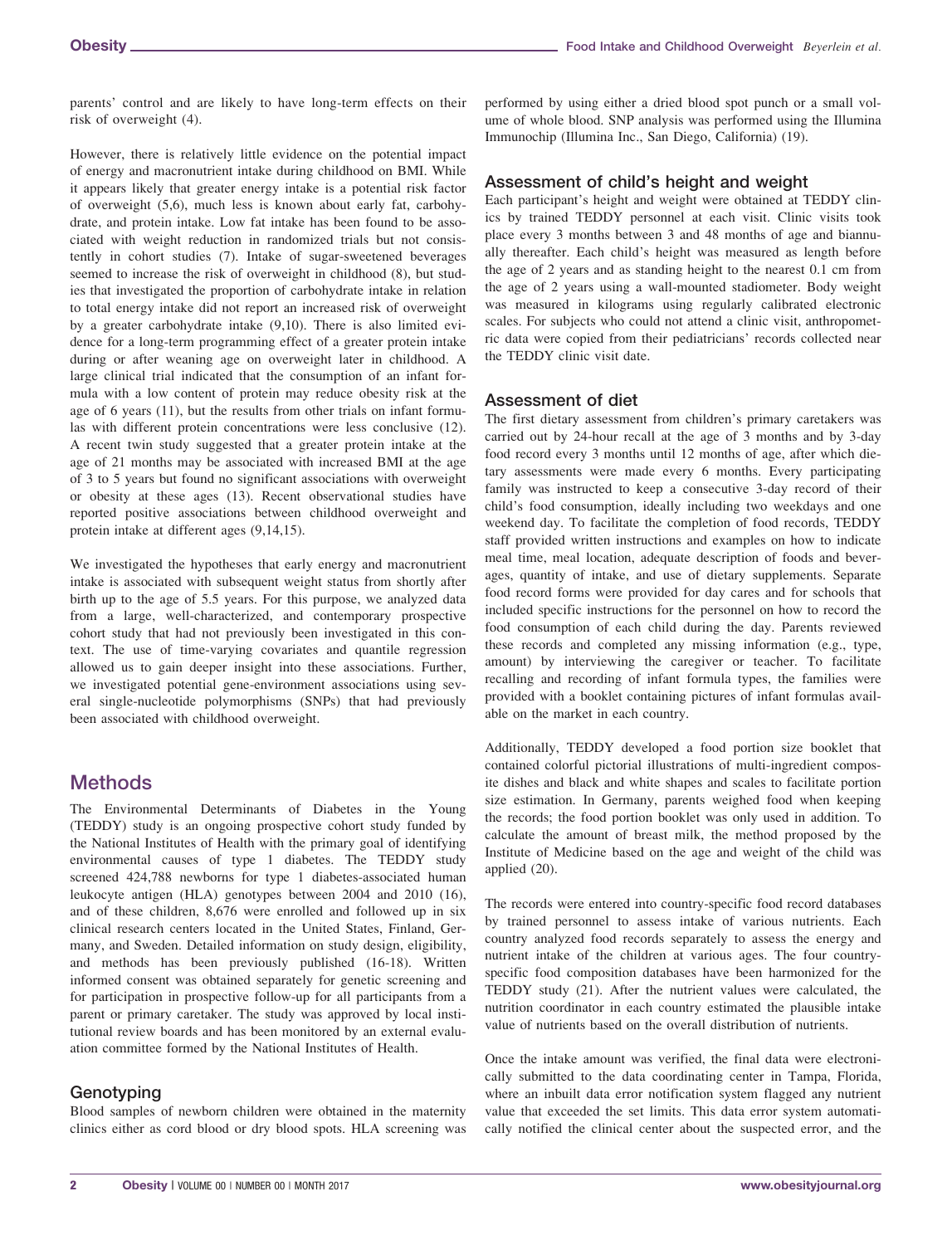parents' control and are likely to have long-term effects on their risk of overweight (4).

However, there is relatively little evidence on the potential impact of energy and macronutrient intake during childhood on BMI. While it appears likely that greater energy intake is a potential risk factor of overweight (5,6), much less is known about early fat, carbohydrate, and protein intake. Low fat intake has been found to be associated with weight reduction in randomized trials but not consistently in cohort studies (7). Intake of sugar-sweetened beverages seemed to increase the risk of overweight in childhood (8), but studies that investigated the proportion of carbohydrate intake in relation to total energy intake did not report an increased risk of overweight by a greater carbohydrate intake (9,10). There is also limited evidence for a long-term programming effect of a greater protein intake during or after weaning age on overweight later in childhood. A large clinical trial indicated that the consumption of an infant formula with a low content of protein may reduce obesity risk at the age of 6 years (11), but the results from other trials on infant formulas with different protein concentrations were less conclusive (12). A recent twin study suggested that a greater protein intake at the age of 21 months may be associated with increased BMI at the age of 3 to 5 years but found no significant associations with overweight or obesity at these ages (13). Recent observational studies have reported positive associations between childhood overweight and protein intake at different ages (9,14,15).

We investigated the hypotheses that early energy and macronutrient intake is associated with subsequent weight status from shortly after birth up to the age of 5.5 years. For this purpose, we analyzed data from a large, well-characterized, and contemporary prospective cohort study that had not previously been investigated in this context. The use of time-varying covariates and quantile regression allowed us to gain deeper insight into these associations. Further, we investigated potential gene-environment associations using several single-nucleotide polymorphisms (SNPs) that had previously been associated with childhood overweight.

## Methods

The Environmental Determinants of Diabetes in the Young (TEDDY) study is an ongoing prospective cohort study funded by the National Institutes of Health with the primary goal of identifying environmental causes of type 1 diabetes. The TEDDY study screened 424,788 newborns for type 1 diabetes-associated human leukocyte antigen (HLA) genotypes between 2004 and 2010 (16), and of these children, 8,676 were enrolled and followed up in six clinical research centers located in the United States, Finland, Germany, and Sweden. Detailed information on study design, eligibility, and methods has been previously published (16-18). Written informed consent was obtained separately for genetic screening and for participation in prospective follow-up for all participants from a parent or primary caretaker. The study was approved by local institutional review boards and has been monitored by an external evaluation committee formed by the National Institutes of Health.

### Genotyping

Blood samples of newborn children were obtained in the maternity clinics either as cord blood or dry blood spots. HLA screening was performed by using either a dried blood spot punch or a small volume of whole blood. SNP analysis was performed using the Illumina Immunochip (Illumina Inc., San Diego, California) (19).

### Assessment of child's height and weight

Each participant's height and weight were obtained at TEDDY clinics by trained TEDDY personnel at each visit. Clinic visits took place every 3 months between 3 and 48 months of age and biannually thereafter. Each child's height was measured as length before the age of 2 years and as standing height to the nearest 0.1 cm from the age of 2 years using a wall-mounted stadiometer. Body weight was measured in kilograms using regularly calibrated electronic scales. For subjects who could not attend a clinic visit, anthropometric data were copied from their pediatricians' records collected near the TEDDY clinic visit date.

### Assessment of diet

The first dietary assessment from children's primary caretakers was carried out by 24-hour recall at the age of 3 months and by 3-day food record every 3 months until 12 months of age, after which dietary assessments were made every 6 months. Every participating family was instructed to keep a consecutive 3-day record of their child's food consumption, ideally including two weekdays and one weekend day. To facilitate the completion of food records, TEDDY staff provided written instructions and examples on how to indicate meal time, meal location, adequate description of foods and beverages, quantity of intake, and use of dietary supplements. Separate food record forms were provided for day cares and for schools that included specific instructions for the personnel on how to record the food consumption of each child during the day. Parents reviewed these records and completed any missing information (e.g., type, amount) by interviewing the caregiver or teacher. To facilitate recalling and recording of infant formula types, the families were provided with a booklet containing pictures of infant formulas available on the market in each country.

Additionally, TEDDY developed a food portion size booklet that contained colorful pictorial illustrations of multi-ingredient composite dishes and black and white shapes and scales to facilitate portion size estimation. In Germany, parents weighed food when keeping the records; the food portion booklet was only used in addition. To calculate the amount of breast milk, the method proposed by the Institute of Medicine based on the age and weight of the child was applied (20).

The records were entered into country-specific food record databases by trained personnel to assess intake of various nutrients. Each country analyzed food records separately to assess the energy and nutrient intake of the children at various ages. The four country-specific food composition databases have been harmonized for the TEDDY study (21). After the nutrient values were calculated, the nutrition coordinator in each country estimated the plausible intake value of nutrients based on the overall distribution of nutrients.

Once the intake amount was verified, the final data were electronically submitted to the data coordinating center in Tampa, Florida, where an inbuilt data error notification system flagged any nutrient value that exceeded the set limits. This data error system automatically notified the clinical center about the suspected error, and the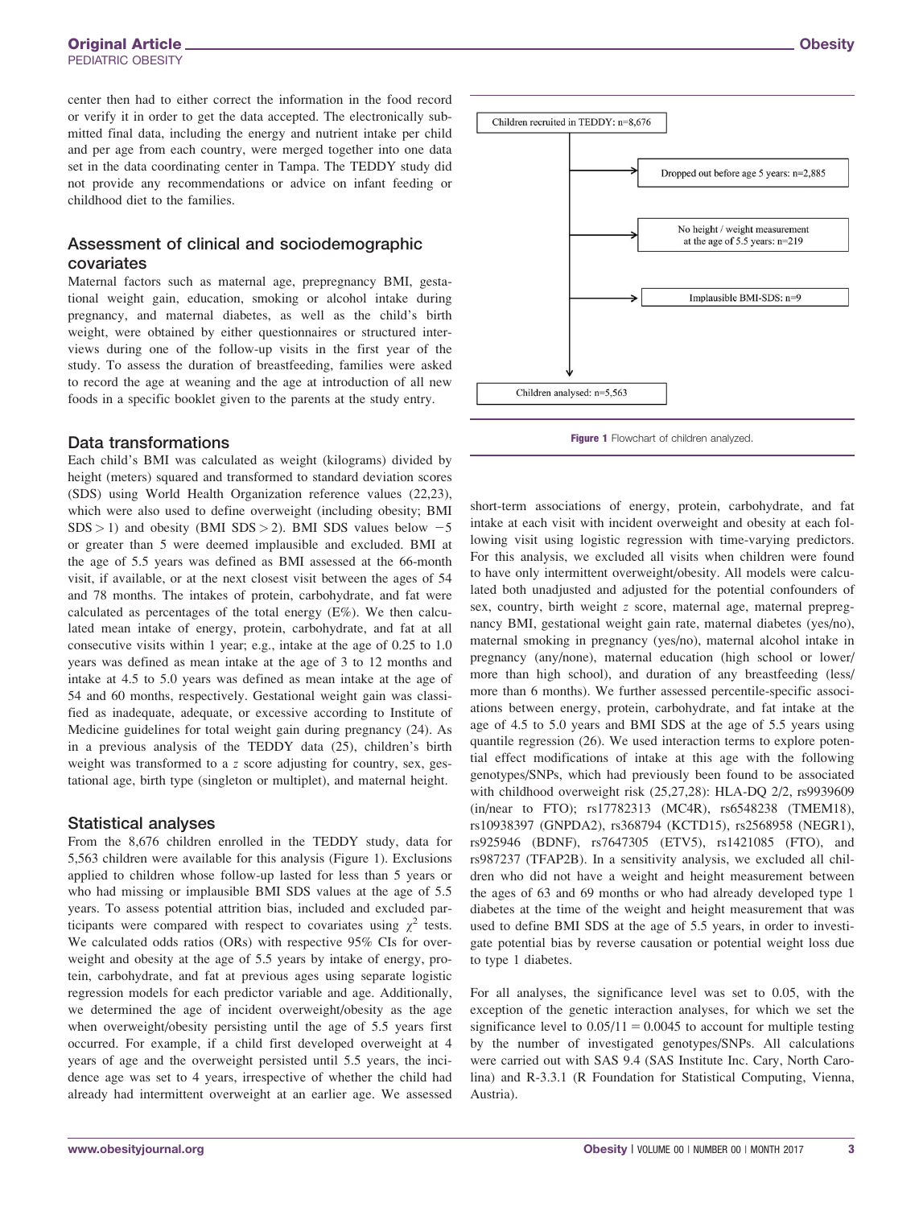center then had to either correct the information in the food record or verify it in order to get the data accepted. The electronically submitted final data, including the energy and nutrient intake per child and per age from each country, were merged together into one data set in the data coordinating center in Tampa. The TEDDY study did not provide any recommendations or advice on infant feeding or childhood diet to the families.

## Assessment of clinical and sociodemographic covariates

Maternal factors such as maternal age, prepregnancy BMI, gestational weight gain, education, smoking or alcohol intake during pregnancy, and maternal diabetes, as well as the child's birth weight, were obtained by either questionnaires or structured interviews during one of the follow-up visits in the first year of the study. To assess the duration of breastfeeding, families were asked to record the age at weaning and the age at introduction of all new foods in a specific booklet given to the parents at the study entry.

## Data transformations

Each child's BMI was calculated as weight (kilograms) divided by height (meters) squared and transformed to standard deviation scores (SDS) using World Health Organization reference values (22,23), which were also used to define overweight (including obesity; BMI SDS > 1) and obesity (BMI SDS > 2). BMI SDS values below −5 or greater than 5 were deemed implausible and excluded. BMI at the age of 5.5 years was defined as BMI assessed at the 66-month visit, if available, or at the next closest visit between the ages of 54 and 78 months. The intakes of protein, carbohydrate, and fat were calculated as percentages of the total energy (E%). We then calculated mean intake of energy, protein, carbohydrate, and fat at all consecutive visits within 1 year; e.g., intake at the age of 0.25 to 1.0 years was defined as mean intake at the age of 3 to 12 months and intake at 4.5 to 5.0 years was defined as mean intake at the age of 54 and 60 months, respectively. Gestational weight gain was classified as inadequate, adequate, or excessive according to Institute of Medicine guidelines for total weight gain during pregnancy (24). As in a previous analysis of the TEDDY data (25), children's birth weight was transformed to a *z* score adjusting for country, sex, gestational age, birth type (singleton or multiplet), and maternal height.

## Statistical analyses

From the 8,676 children enrolled in the TEDDY study, data for 5,563 children were available for this analysis (Figure 1). Exclusions applied to children whose follow-up lasted for less than 5 years or who had missing or implausible BMI SDS values at the age of 5.5 years. To assess potential attrition bias, included and excluded participants were compared with respect to covariates using $\chi^2$ tests. We calculated odds ratios (ORs) with respective 95% CIs for overweight and obesity at the age of 5.5 years by intake of energy, protein, carbohydrate, and fat at previous ages using separate logistic regression models for each predictor variable and age. Additionally, we determined the age of incident overweight/obesity as the age when overweight/obesity persisting until the age of 5.5 years first occurred. For example, if a child first developed overweight at 4 years of age and the overweight persisted until 5.5 years, the incidence age was set to 4 years, irrespective of whether the child had already had intermittent overweight at an earlier age. We assessed

Children recruited in TEDDY: n=8,676

Dropped out before age 5 years: n=2,885

No height / weight measurement at the age of 5.5 years: n=219

Implausible BMI-SDS: n=9

Children analysed: n=5,563

**Figure 1** Flowchart of children analyzed.

short-term associations of energy, protein, carbohydrate, and fat intake at each visit with incident overweight and obesity at each following visit using logistic regression with time-varying predictors. For this analysis, we excluded all visits when children were found to have only intermittent overweight/obesity. All models were calculated both unadjusted and adjusted for the potential confounders of sex, country, birth weight *z* score, maternal age, maternal prepregnancy BMI, gestational weight gain rate, maternal diabetes (yes/no), maternal smoking in pregnancy (yes/no), maternal alcohol intake in pregnancy (any/none), maternal education (high school or lower/more than high school), and duration of any breastfeeding (less/more than 6 months). We further assessed percentile-specific associations between energy, protein, carbohydrate, and fat intake at the age of 4.5 to 5.0 years and BMI SDS at the age of 5.5 years using quantile regression (26). We used interaction terms to explore potential effect modifications of intake at this age with the following genotypes/SNPs, which had previously been found to be associated with childhood overweight risk (25,27,28): HLA-DQ 2/2, rs9939609 (in/near to FTO); rs17782313 (MC4R), rs6548238 (TMEM18), rs10938397 (GNPDA2), rs368794 (KCTD15), rs2568958 (NEGR1), rs925946 (BDNF), rs7647305 (ETV5), rs1421085 (FTO), and rs987237 (TFAP2B). In a sensitivity analysis, we excluded all children who did not have a weight and height measurement between the ages of 63 and 69 months or who had already developed type 1 diabetes at the time of the weight and height measurement that was used to define BMI SDS at the age of 5.5 years, in order to investigate potential bias by reverse causation or potential weight loss due to type 1 diabetes.

For all analyses, the significance level was set to 0.05, with the exception of the genetic interaction analyses, for which we set the significance level to $0.05/11 = 0.0045$ to account for multiple testing by the number of investigated genotypes/SNPs. All calculations were carried out with SAS 9.4 (SAS Institute Inc. Cary, North Carolina) and R-3.3.1 (R Foundation for Statistical Computing, Vienna, Austria).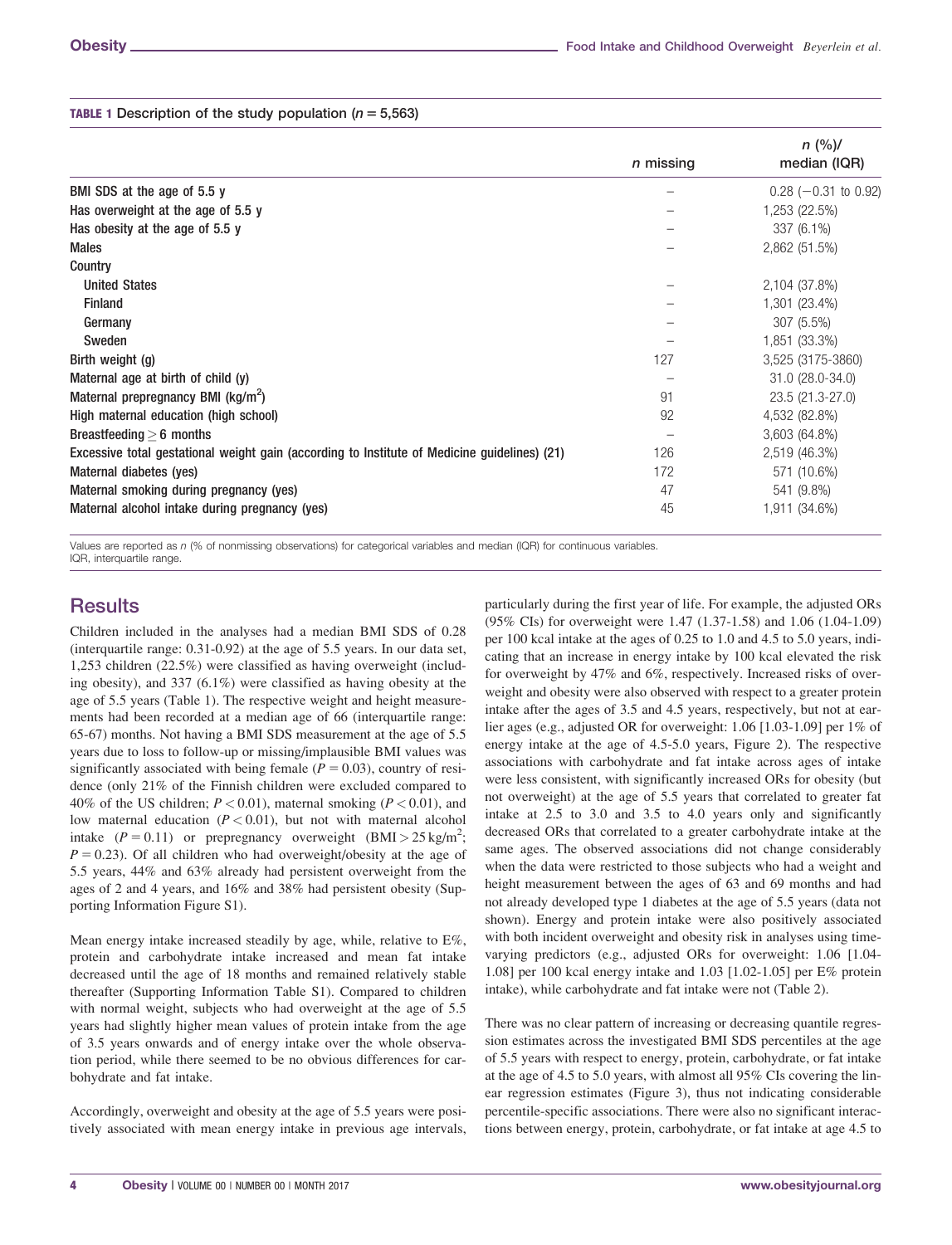**TABLE 1** Description of the study population ($n = 5{,}563$)

| | *n* missing | *n* (%)/ median (IQR) |
|---|---|---|
| BMI SDS at the age of 5.5 y | – | 0.28 (−0.31 to 0.92) |
| Has overweight at the age of 5.5 y | – | 1,253 (22.5%) |
| Has obesity at the age of 5.5 y | – | 337 (6.1%) |
| Males | – | 2,862 (51.5%) |
| Country | | |
| United States | – | 2,104 (37.8%) |
| Finland | – | 1,301 (23.4%) |
| Germany | – | 307 (5.5%) |
| Sweden | – | 1,851 (33.3%) |
| Birth weight (g) | 127 | 3,525 (3175-3860) |
| Maternal age at birth of child (y) | – | 31.0 (28.0-34.0) |
| Maternal prepregnancy BMI (kg/m$^2$) | 91 | 23.5 (21.3-27.0) |
| High maternal education (high school) | 92 | 4,532 (82.8%) |
| Breastfeeding ≥ 6 months | – | 3,603 (64.8%) |
| Excessive total gestational weight gain (according to Institute of Medicine guidelines) (21) | 126 | 2,519 (46.3%) |
| Maternal diabetes (yes) | 172 | 571 (10.6%) |
| Maternal smoking during pregnancy (yes) | 47 | 541 (9.8%) |
| Maternal alcohol intake during pregnancy (yes) | 45 | 1,911 (34.6%) |

Values are reported as *n* (% of nonmissing observations) for categorical variables and median (IQR) for continuous variables.
IQR, interquartile range.

## Results

Children included in the analyses had a median BMI SDS of 0.28 (interquartile range: 0.31-0.92) at the age of 5.5 years. In our data set, 1,253 children (22.5%) were classified as having overweight (including obesity), and 337 (6.1%) were classified as having obesity at the age of 5.5 years (Table 1). The respective weight and height measurements had been recorded at a median age of 66 (interquartile range: 65-67) months. Not having a BMI SDS measurement at the age of 5.5 years due to loss to follow-up or missing/implausible BMI values was significantly associated with being female ($P = 0.03$), country of residence (only 21% of the Finnish children were excluded compared to 40% of the US children; $P < 0.01$), maternal smoking ($P < 0.01$), and low maternal education ($P < 0.01$), but not with maternal alcohol intake ($P = 0.11$) or prepregnancy overweight (BMI > 25 kg/m$^2$; $P = 0.23$). Of all children who had overweight/obesity at the age of 5.5 years, 44% and 63% already had persistent overweight from the ages of 2 and 4 years, and 16% and 38% had persistent obesity (Supporting Information Figure S1).

Mean energy intake increased steadily by age, while, relative to E%, protein and carbohydrate intake increased and mean fat intake decreased until the age of 18 months and remained relatively stable thereafter (Supporting Information Table S1). Compared to children with normal weight, subjects who had overweight at the age of 5.5 years had slightly higher mean values of protein intake from the age of 3.5 years onwards and of energy intake over the whole observation period, while there seemed to be no obvious differences for carbohydrate and fat intake.

Accordingly, overweight and obesity at the age of 5.5 years were positively associated with mean energy intake in previous age intervals, particularly during the first year of life. For example, the adjusted ORs (95% CIs) for overweight were 1.47 (1.37-1.58) and 1.06 (1.04-1.09) per 100 kcal intake at the ages of 0.25 to 1.0 and 4.5 to 5.0 years, indicating that an increase in energy intake by 100 kcal elevated the risk for overweight by 47% and 6%, respectively. Increased risks of overweight and obesity were also observed with respect to a greater protein intake after the ages of 3.5 and 4.5 years, respectively, but not at earlier ages (e.g., adjusted OR for overweight: 1.06 [1.03-1.09] per 1% of energy intake at the age of 4.5-5.0 years, Figure 2). The respective associations with carbohydrate and fat intake across ages of intake were less consistent, with significantly increased ORs for obesity (but not overweight) at the age of 5.5 years that correlated to greater fat intake at 2.5 to 3.0 and 3.5 to 4.0 years only and significantly decreased ORs that correlated to a greater carbohydrate intake at the same ages. The observed associations did not change considerably when the data were restricted to those subjects who had a weight and height measurement between the ages of 63 and 69 months and had not already developed type 1 diabetes at the age of 5.5 years (data not shown). Energy and protein intake were also positively associated with both incident overweight and obesity risk in analyses using time-varying predictors (e.g., adjusted ORs for overweight: 1.06 [1.04-1.08] per 100 kcal energy intake and 1.03 [1.02-1.05] per E% protein intake), while carbohydrate and fat intake were not (Table 2).

There was no clear pattern of increasing or decreasing quantile regression estimates across the investigated BMI SDS percentiles at the age of 5.5 years with respect to energy, protein, carbohydrate, or fat intake at the age of 4.5 to 5.0 years, with almost all 95% CIs covering the linear regression estimates (Figure 3), thus not indicating considerable percentile-specific associations. There were also no significant interactions between energy, protein, carbohydrate, or fat intake at age 4.5 to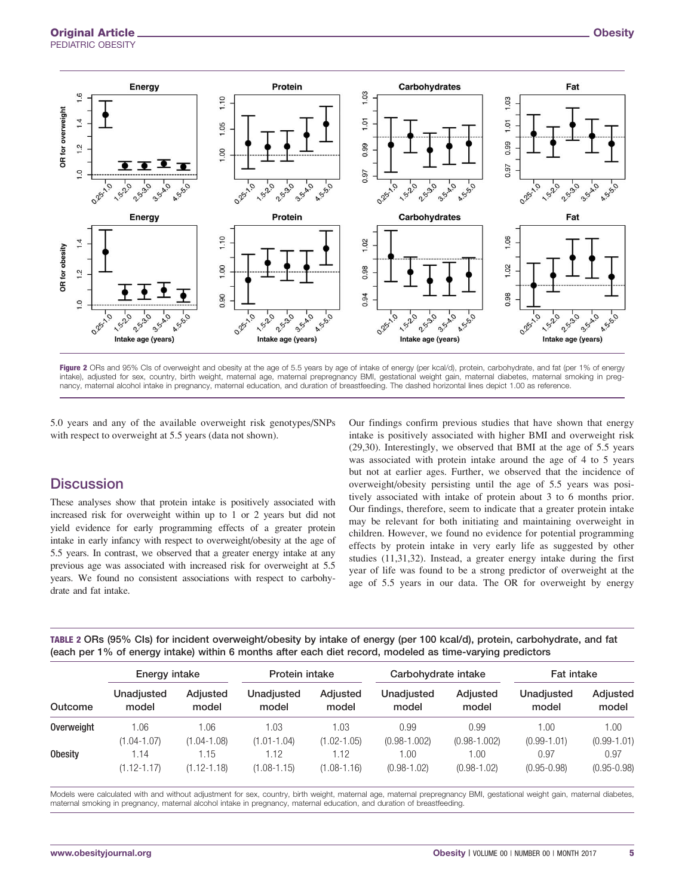Figure 2 ORs and 95% CIs of overweight and obesity at the age of 5.5 years by age of intake of energy (per kcal/d), protein, carbohydrate, and fat (per 1% of energy intake), adjusted for sex, country, birth weight, maternal age, maternal prepregnancy BMI, gestational weight gain, maternal diabetes, maternal smoking in pregnancy, maternal alcohol intake in pregnancy, maternal education, and duration of breastfeeding. The dashed horizontal lines depict 1.00 as reference.

5.0 years and any of the available overweight risk genotypes/SNPs with respect to overweight at 5.5 years (data not shown).

## Discussion

These analyses show that protein intake is positively associated with increased risk for overweight within up to 1 or 2 years but did not yield evidence for early programming effects of a greater protein intake in early infancy with respect to overweight/obesity at the age of 5.5 years. In contrast, we observed that a greater energy intake at any previous age was associated with increased risk for overweight at 5.5 years. We found no consistent associations with respect to carbohydrate and fat intake.

Our findings confirm previous studies that have shown that energy intake is positively associated with higher BMI and overweight risk (29,30). Interestingly, we observed that BMI at the age of 5.5 years was associated with protein intake around the age of 4 to 5 years but not at earlier ages. Further, we observed that the incidence of overweight/obesity persisting until the age of 5.5 years was positively associated with intake of protein about 3 to 6 months prior. Our findings, therefore, seem to indicate that a greater protein intake may be relevant for both initiating and maintaining overweight in children. However, we found no evidence for potential programming effects by protein intake in very early life as suggested by other studies (11,31,32). Instead, a greater energy intake during the first year of life was found to be a strong predictor of overweight at the age of 5.5 years in our data. The OR for overweight by energy

**TABLE 2** ORs (95% CIs) for incident overweight/obesity by intake of energy (per 100 kcal/d), protein, carbohydrate, and fat (each per 1% of energy intake) within 6 months after each diet record, modeled as time-varying predictors

| Outcome | Energy intake | | Protein intake | | Carbohydrate intake | | Fat intake | |
|---|---|---|---|---|---|---|---|---|
| | Unadjusted model | Adjusted model | Unadjusted model | Adjusted model | Unadjusted model | Adjusted model | Unadjusted model | Adjusted model |
| **Overweight** | 1.06 (1.04-1.07) | 1.06 (1.04-1.08) | 1.03 (1.01-1.04) | 1.03 (1.02-1.05) | 0.99 (0.98-1.002) | 0.99 (0.98-1.002) | 1.00 (0.99-1.01) | 1.00 (0.99-1.01) |
| **Obesity** | 1.14 (1.12-1.17) | 1.15 (1.12-1.18) | 1.12 (1.08-1.15) | 1.12 (1.08-1.16) | 1.00 (0.98-1.02) | 1.00 (0.98-1.02) | 0.97 (0.95-0.98) | 0.97 (0.95-0.98) |

Models were calculated with and without adjustment for sex, country, birth weight, maternal age, maternal prepregnancy BMI, gestational weight gain, maternal diabetes, maternal smoking in pregnancy, maternal alcohol intake in pregnancy, maternal education, and duration of breastfeeding.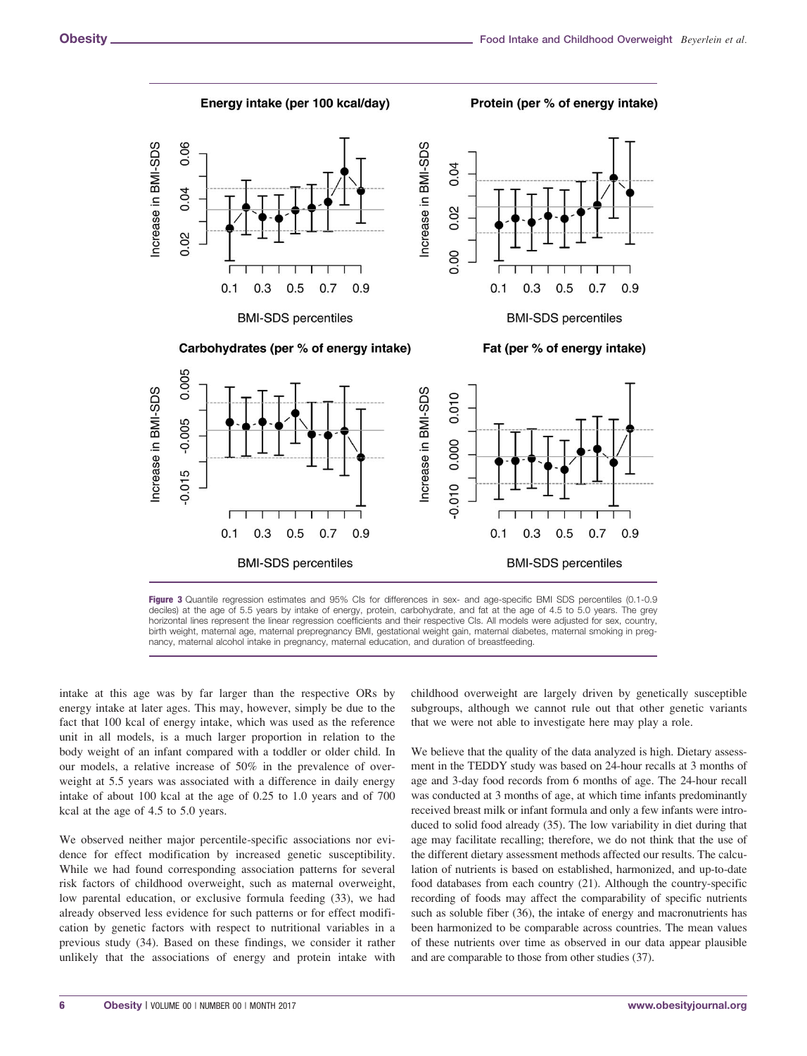Figure 3 Quantile regression estimates and 95% CIs for differences in sex- and age-specific BMI SDS percentiles (0.1-0.9 deciles) at the age of 5.5 years by intake of energy, protein, carbohydrate, and fat at the age of 4.5 to 5.0 years. The grey horizontal lines represent the linear regression coefficients and their respective CIs. All models were adjusted for sex, country, birth weight, maternal age, maternal prepregnancy BMI, gestational weight gain, maternal diabetes, maternal smoking in pregnancy, maternal alcohol intake in pregnancy, maternal education, and duration of breastfeeding.

intake at this age was by far larger than the respective ORs by energy intake at later ages. This may, however, simply be due to the fact that 100 kcal of energy intake, which was used as the reference unit in all models, is a much larger proportion in relation to the body weight of an infant compared with a toddler or older child. In our models, a relative increase of 50% in the prevalence of overweight at 5.5 years was associated with a difference in daily energy intake of about 100 kcal at the age of 0.25 to 1.0 years and of 700 kcal at the age of 4.5 to 5.0 years.

We observed neither major percentile-specific associations nor evidence for effect modification by increased genetic susceptibility. While we had found corresponding association patterns for several risk factors of childhood overweight, such as maternal overweight, low parental education, or exclusive formula feeding (33), we had already observed less evidence for such patterns or for effect modification by genetic factors with respect to nutritional variables in a previous study (34). Based on these findings, we consider it rather unlikely that the associations of energy and protein intake with childhood overweight are largely driven by genetically susceptible subgroups, although we cannot rule out that other genetic variants that we were not able to investigate here may play a role.

We believe that the quality of the data analyzed is high. Dietary assessment in the TEDDY study was based on 24-hour recalls at 3 months of age and 3-day food records from 6 months of age. The 24-hour recall was conducted at 3 months of age, at which time infants predominantly received breast milk or infant formula and only a few infants were introduced to solid food already (35). The low variability in diet during that age may facilitate recalling; therefore, we do not think that the use of the different dietary assessment methods affected our results. The calculation of nutrients is based on established, harmonized, and up-to-date food databases from each country (21). Although the country-specific recording of foods may affect the comparability of specific nutrients such as soluble fiber (36), the intake of energy and macronutrients has been harmonized to be comparable across countries. The mean values of these nutrients over time as observed in our data appear plausible and are comparable to those from other studies (37).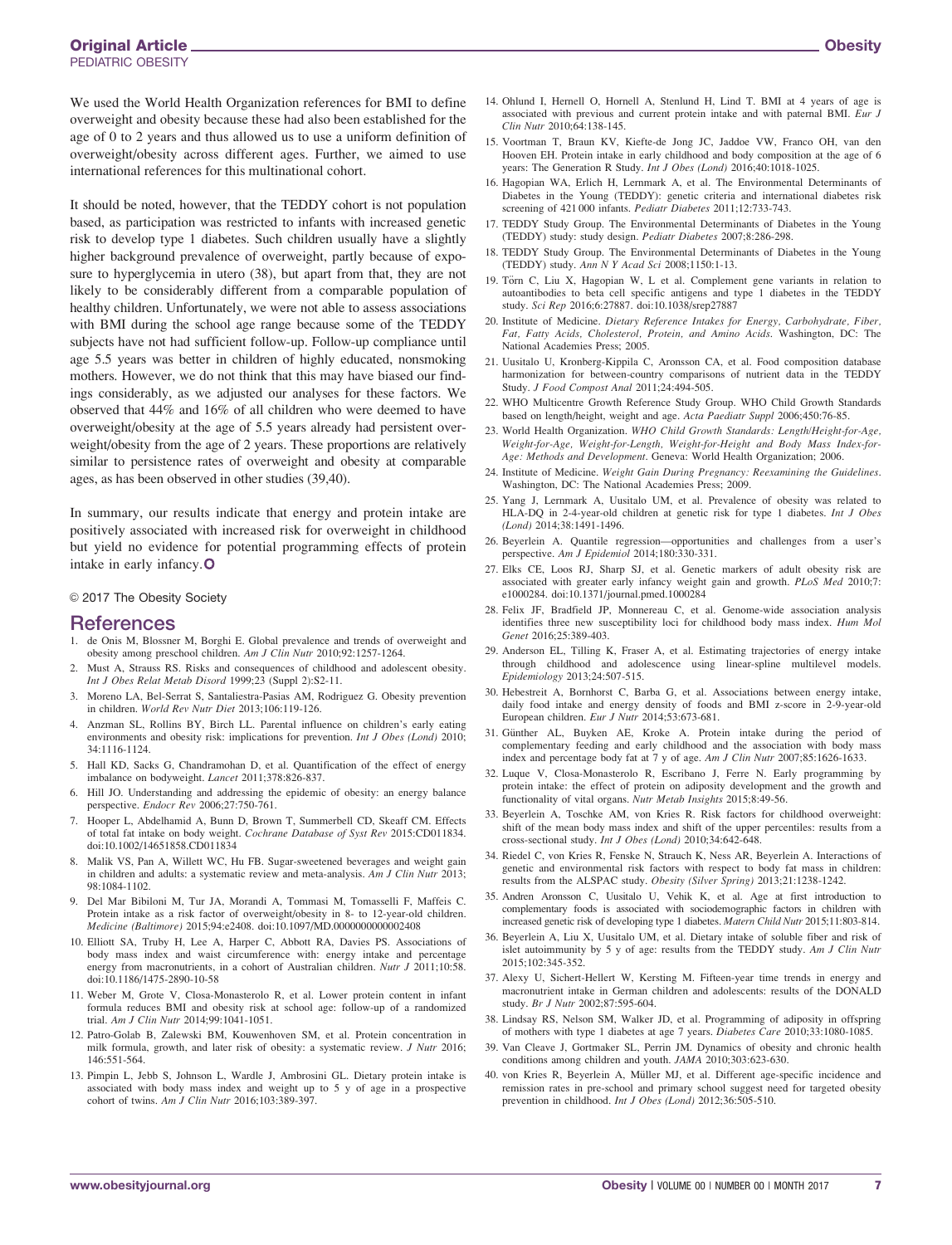We used the World Health Organization references for BMI to define overweight and obesity because these had also been established for the age of 0 to 2 years and thus allowed us to use a uniform definition of overweight/obesity across different ages. Further, we aimed to use international references for this multinational cohort.

It should be noted, however, that the TEDDY cohort is not population based, as participation was restricted to infants with increased genetic risk to develop type 1 diabetes. Such children usually have a slightly higher background prevalence of overweight, partly because of exposure to hyperglycemia in utero (38), but apart from that, they are not likely to be considerably different from a comparable population of healthy children. Unfortunately, we were not able to assess associations with BMI during the school age range because some of the TEDDY subjects have not had sufficient follow-up. Follow-up compliance until age 5.5 years was better in children of highly educated, nonsmoking mothers. However, we do not think that this may have biased our findings considerably, as we adjusted our analyses for these factors. We observed that 44% and 16% of all children who were deemed to have overweight/obesity at the age of 5.5 years already had persistent overweight/obesity from the age of 2 years. These proportions are relatively similar to persistence rates of overweight and obesity at comparable ages, as has been observed in other studies (39,40).

In summary, our results indicate that energy and protein intake are positively associated with increased risk for overweight in childhood but yield no evidence for potential programming effects of protein intake in early infancy.

© 2017 The Obesity Society

## References

1. de Onis M, Blossner M, Borghi E. Global prevalence and trends of overweight and obesity among preschool children. *Am J Clin Nutr* 2010;92:1257-1264.
2. Must A, Strauss RS. Risks and consequences of childhood and adolescent obesity. *Int J Obes Relat Metab Disord* 1999;23 (Suppl 2):S2-11.
3. Moreno LA, Bel-Serrat S, Santaliestra-Pasias AM, Rodriguez G. Obesity prevention in children. *World Rev Nutr Diet* 2013;106:119-126.
4. Anzman SL, Rollins BY, Birch LL. Parental influence on children's early eating environments and obesity risk: implications for prevention. *Int J Obes (Lond)* 2010; 34:1116-1124.
5. Hall KD, Sacks G, Chandramohan D, et al. Quantification of the effect of energy imbalance on bodyweight. *Lancet* 2011;378:826-837.
6. Hill JO. Understanding and addressing the epidemic of obesity: an energy balance perspective. *Endocr Rev* 2006;27:750-761.
7. Hooper L, Abdelhamid A, Bunn D, Brown T, Summerbell CD, Skeaff CM. Effects of total fat intake on body weight. *Cochrane Database of Syst Rev* 2015:CD011834. doi:10.1002/14651858.CD011834
8. Malik VS, Pan A, Willett WC, Hu FB. Sugar-sweetened beverages and weight gain in children and adults: a systematic review and meta-analysis. *Am J Clin Nutr* 2013; 98:1084-1102.
9. Del Mar Bibiloni M, Tur JA, Morandi A, Tommasi M, Tomasselli F, Maffeis C. Protein intake as a risk factor of overweight/obesity in 8- to 12-year-old children. *Medicine (Baltimore)* 2015;94:e2408. doi:10.1097/MD.0000000000002408
10. Elliott SA, Truby H, Lee A, Harper C, Abbott RA, Davies PS. Associations of body mass index and waist circumference with: energy intake and percentage energy from macronutrients, in a cohort of Australian children. *Nutr J* 2011;10:58. doi:10.1186/1475-2890-10-58
11. Weber M, Grote V, Closa-Monasterolo R, et al. Lower protein content in infant formula reduces BMI and obesity risk at school age: follow-up of a randomized trial. *Am J Clin Nutr* 2014;99:1041-1051.
12. Patro-Golab B, Zalewski BM, Kouwenhoven SM, et al. Protein concentration in milk formula, growth, and later risk of obesity: a systematic review. *J Nutr* 2016; 146:551-564.
13. Pimpin L, Jebb S, Johnson L, Wardle J, Ambrosini GL. Dietary protein intake is associated with body mass index and weight up to 5 y of age in a prospective cohort of twins. *Am J Clin Nutr* 2016;103:389-397.
14. Ohlund I, Hernell O, Hornell A, Stenlund H, Lind T. BMI at 4 years of age is associated with previous and current protein intake and with paternal BMI. *Eur J Clin Nutr* 2010;64:138-145.
15. Voortman T, Braun KV, Kiefte-de Jong JC, Jaddoe VW, Franco OH, van den Hooven EH. Protein intake in early childhood and body composition at the age of 6 years: The Generation R Study. *Int J Obes (Lond)* 2016;40:1018-1025.
16. Hagopian WA, Erlich H, Lernmark A, et al. The Environmental Determinants of Diabetes in the Young (TEDDY): genetic criteria and international diabetes risk screening of 421 000 infants. *Pediatr Diabetes* 2011;12:733-743.
17. TEDDY Study Group. The Environmental Determinants of Diabetes in the Young (TEDDY) study: study design. *Pediatr Diabetes* 2007;8:286-298.
18. TEDDY Study Group. The Environmental Determinants of Diabetes in the Young (TEDDY) study. *Ann N Y Acad Sci* 2008;1150:1-13.
19. Törn C, Liu X, Hagopian W, L et al. Complement gene variants in relation to autoantibodies to beta cell specific antigens and type 1 diabetes in the TEDDY study. *Sci Rep* 2016;6:27887. doi:10.1038/srep27887
20. Institute of Medicine. *Dietary Reference Intakes for Energy, Carbohydrate, Fiber, Fat, Fatty Acids, Cholesterol, Protein, and Amino Acids*. Washington, DC: The National Academies Press; 2005.
21. Uusitalo U, Kronberg-Kippila C, Aronsson CA, et al. Food composition database harmonization for between-country comparisons of nutrient data in the TEDDY Study. *J Food Compost Anal* 2011;24:494-505.
22. WHO Multicentre Growth Reference Study Group. WHO Child Growth Standards based on length/height, weight and age. *Acta Paediatr Suppl* 2006;450:76-85.
23. World Health Organization. *WHO Child Growth Standards: Length/Height-for-Age, Weight-for-Age, Weight-for-Length, Weight-for-Height and Body Mass Index-for-Age: Methods and Development*. Geneva: World Health Organization; 2006.
24. Institute of Medicine. *Weight Gain During Pregnancy: Reexamining the Guidelines*. Washington, DC: The National Academies Press; 2009.
25. Yang J, Lernmark A, Uusitalo UM, et al. Prevalence of obesity was related to HLA-DQ in 2-4-year-old children at genetic risk for type 1 diabetes. *Int J Obes (Lond)* 2014;38:1491-1496.
26. Beyerlein A. Quantile regression—opportunities and challenges from a user's perspective. *Am J Epidemiol* 2014;180:330-331.
27. Elks CE, Loos RJ, Sharp SJ, et al. Genetic markers of adult obesity risk are associated with greater early infancy weight gain and growth. *PLoS Med* 2010;7: e1000284. doi:10.1371/journal.pmed.1000284
28. Felix JF, Bradfield JP, Monnereau C, et al. Genome-wide association analysis identifies three new susceptibility loci for childhood body mass index. *Hum Mol Genet* 2016;25:389-403.
29. Anderson EL, Tilling K, Fraser A, et al. Estimating trajectories of energy intake through childhood and adolescence using linear-spline multilevel models. *Epidemiology* 2013;24:507-515.
30. Hebestreit A, Bornhorst C, Barba G, et al. Associations between energy intake, daily food intake and energy density of foods and BMI z-score in 2-9-year-old European children. *Eur J Nutr* 2014;53:673-681.
31. Günther AL, Buyken AE, Kroke A. Protein intake during the period of complementary feeding and early childhood and the association with body mass index and percentage body fat at 7 y of age. *Am J Clin Nutr* 2007;85:1626-1633.
32. Luque V, Closa-Monasterolo R, Escribano J, Ferre N. Early programming by protein intake: the effect of protein on adiposity development and the growth and functionality of vital organs. *Nutr Metab Insights* 2015;8:49-56.
33. Beyerlein A, Toschke AM, von Kries R. Risk factors for childhood overweight: shift of the mean body mass index and shift of the upper percentiles: results from a cross-sectional study. *Int J Obes (Lond)* 2010;34:642-648.
34. Riedel C, von Kries R, Fenske N, Strauch K, Ness AR, Beyerlein A. Interactions of genetic and environmental risk factors with respect to body fat mass in children: results from the ALSPAC study. *Obesity (Silver Spring)* 2013;21:1238-1242.
35. Andren Aronsson C, Uusitalo U, Vehik K, et al. Age at first introduction to complementary foods is associated with sociodemographic factors in children with increased genetic risk of developing type 1 diabetes. *Matern Child Nutr* 2015;11:803-814.
36. Beyerlein A, Liu X, Uusitalo UM, et al. Dietary intake of soluble fiber and risk of islet autoimmunity by 5 y of age: results from the TEDDY study. *Am J Clin Nutr* 2015;102:345-352.
37. Alexy U, Sichert-Hellert W, Kersting M. Fifteen-year time trends in energy and macronutrient intake in German children and adolescents: results of the DONALD study. *Br J Nutr* 2002;87:595-604.
38. Lindsay RS, Nelson SM, Walker JD, et al. Programming of adiposity in offspring of mothers with type 1 diabetes at age 7 years. *Diabetes Care* 2010;33:1080-1085.
39. Van Cleave J, Gortmaker SL, Perrin JM. Dynamics of obesity and chronic health conditions among children and youth. *JAMA* 2010;303:623-630.
40. von Kries R, Beyerlein A, Müller MJ, et al. Different age-specific incidence and remission rates in pre-school and primary school suggest need for targeted obesity prevention in childhood. *Int J Obes (Lond)* 2012;36:505-510.